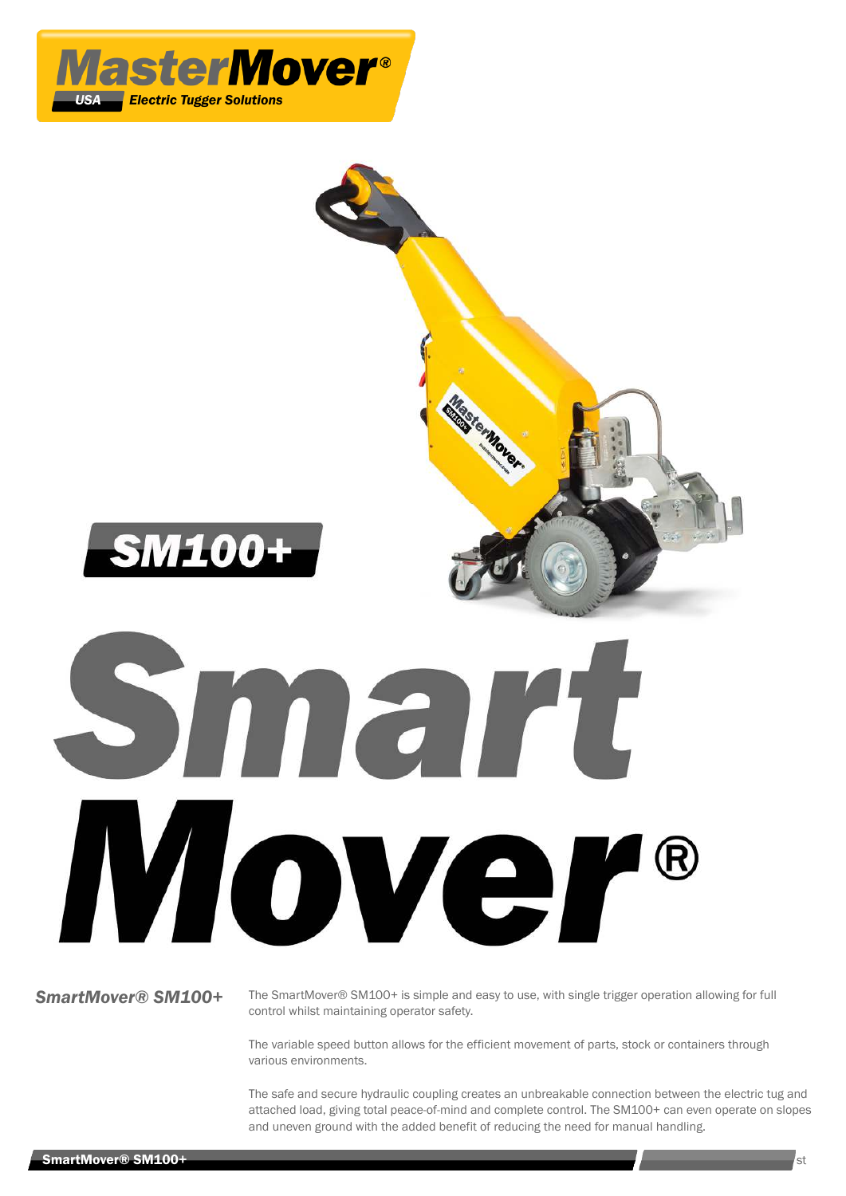MasterMover®

USA Electric Tugger Solutions

# SM100+

# SmartMover®

### *SmartMover® SM100+*

The SmartMover® SM100+ is simple and easy to use, with single trigger operation allowing for full control whilst maintaining operator safety.

The variable speed button allows for the efficient movement of parts, stock or containers through various environments.

The safe and secure hydraulic coupling creates an unbreakable connection between the electric tug and attached load, giving total peace-of-mind and complete control. The SM100+ can even operate on slopes and uneven ground with the added benefit of reducing the need for manual handling.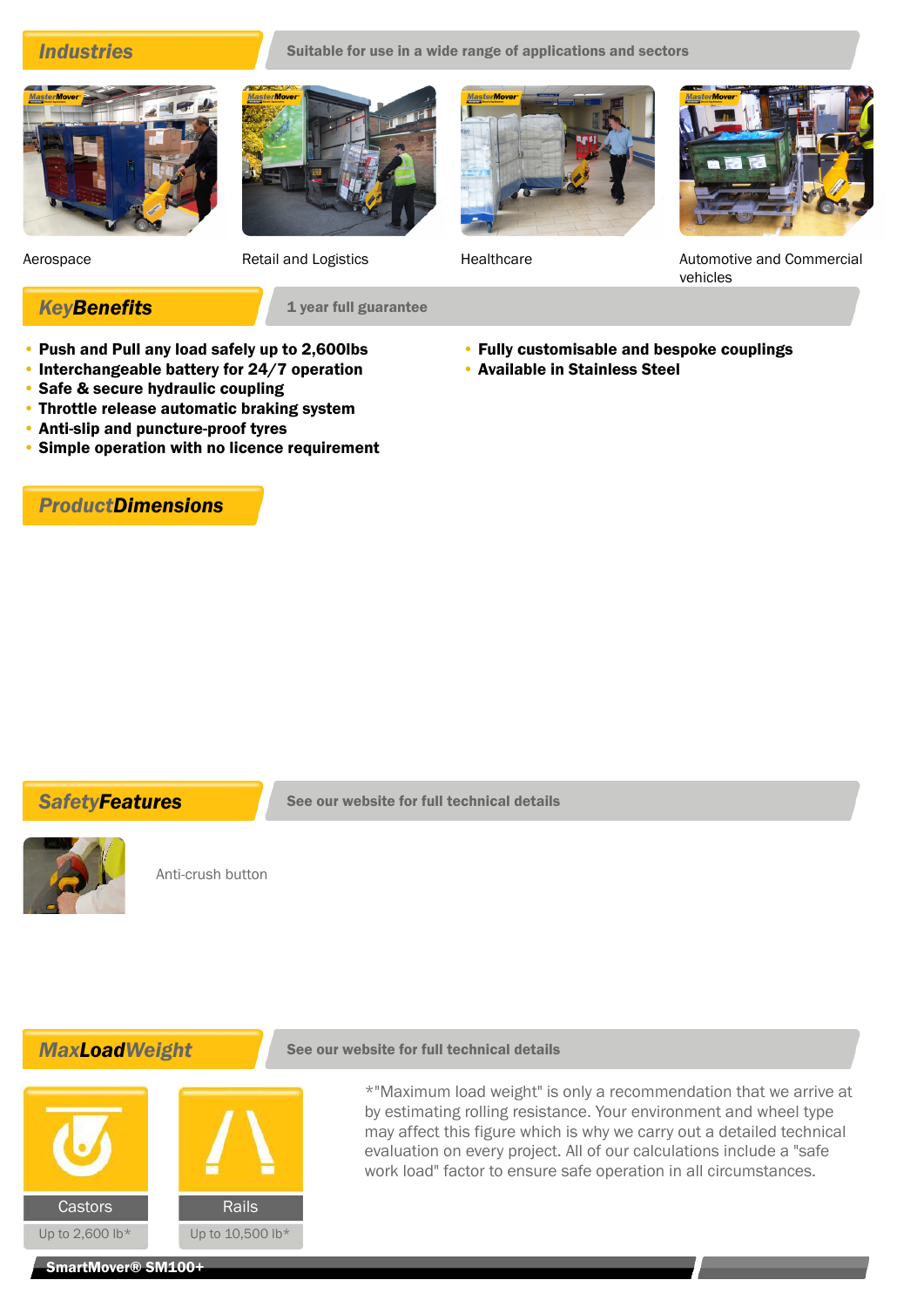## Industries

Suitable for use in a wide range of applications and sectors

Aerospace

Retail and Logistics

Healthcare

Automotive and Commercial vehicles

## Key Benefits

1 year full guarantee

- **Push and Pull any load safely up to 2,600lbs**
- **Interchangeable battery for 24/7 operation**
- **Safe & secure hydraulic coupling**
- **Throttle release automatic braking system**
- **Anti-slip and puncture-proof tyres**
- **Simple operation with no licence requirement**
- **Fully customisable and bespoke couplings**
- **Available in Stainless Steel**

## Product Dimensions

## Safety Features

See our website for full technical details

Anti-crush button

## Max Load Weight

See our website for full technical details

| Castors | Rails |
|---|---|
| Up to 2,600 lb* | Up to 10,500 lb* |

*"Maximum load weight" is only a recommendation that we arrive at by estimating rolling resistance. Your environment and wheel type may affect this figure which is why we carry out a detailed technical evaluation on every project. All of our calculations include a "safe work load" factor to ensure safe operation in all circumstances.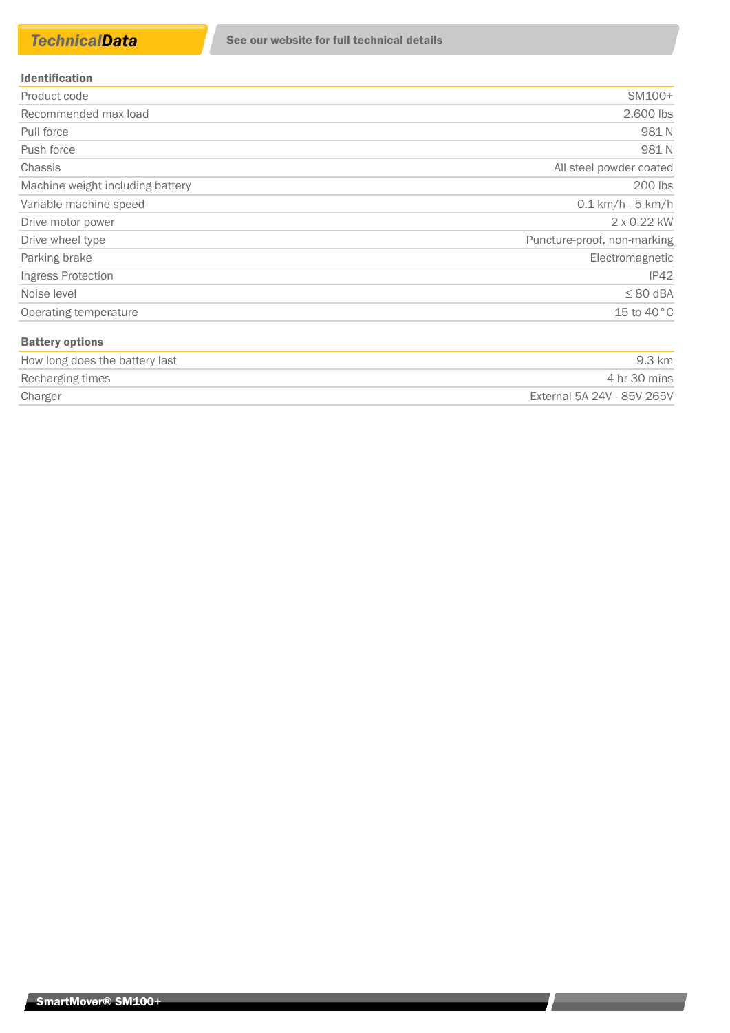## *TechnicalData*

**See our website for full technical details**

| Identification | |
|---|---|
| Product code | SM100+ |
| Recommended max load | 2,600 lbs |
| Pull force | 981 N |
| Push force | 981 N |
| Chassis | All steel powder coated |
| Machine weight including battery | 200 lbs |
| Variable machine speed | 0.1 km/h - 5 km/h |
| Drive motor power | 2 x 0.22 kW |
| Drive wheel type | Puncture-proof, non-marking |
| Parking brake | Electromagnetic |
| Ingress Protection | IP42 |
| Noise level | ≤ 80 dBA |
| Operating temperature | -15 to 40°C |

| Battery options | |
|---|---|
| How long does the battery last | 9.3 km |
| Recharging times | 4 hr 30 mins |
| Charger | External 5A 24V - 85V-265V |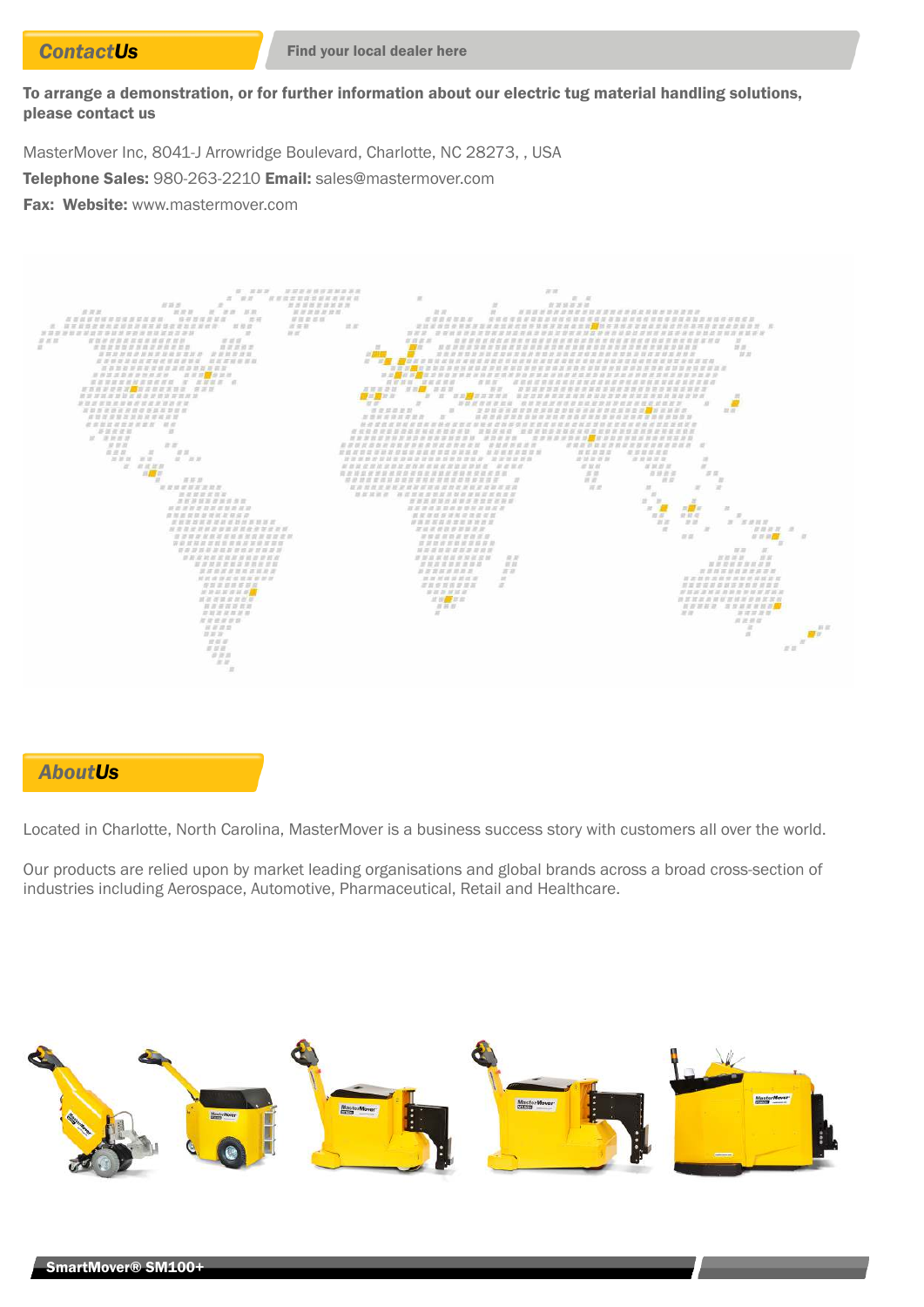## ContactUs

Find your local dealer here

**To arrange a demonstration, or for further information about our electric tug material handling solutions, please contact us**

MasterMover Inc, 8041-J Arrowridge Boulevard, Charlotte, NC 28273, , USA

**Telephone Sales:** 980-263-2210 **Email:** sales@mastermover.com

**Fax:** **Website:** www.mastermover.com

## AboutUs

Located in Charlotte, North Carolina, MasterMover is a business success story with customers all over the world.

Our products are relied upon by market leading organisations and global brands across a broad cross-section of industries including Aerospace, Automotive, Pharmaceutical, Retail and Healthcare.